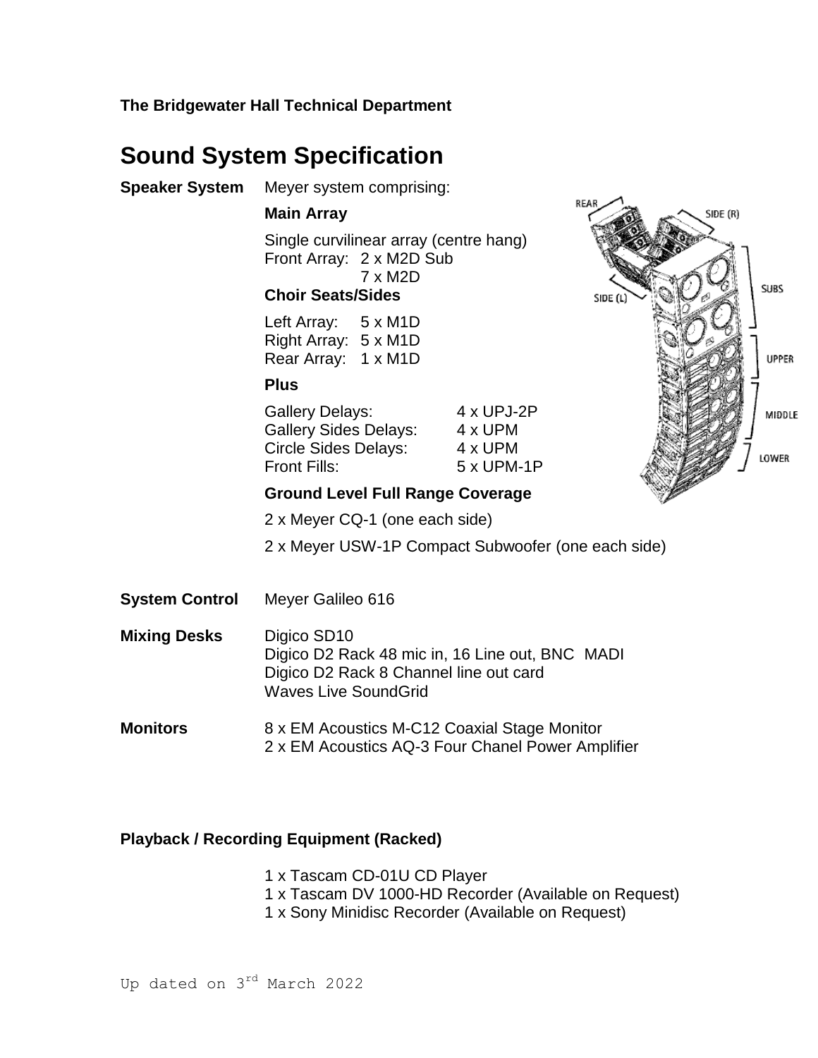**The Bridgewater Hall Technical Department**

# Sound System Specification

**Speaker System** Meyer system comprising:

**Main Array**

Single curvilinear array (centre hang)
Front Array: 2 x M2D Sub
7 x M2D

**Choir Seats/Sides**

Left Array: 5 x M1D
Right Array: 5 x M1D
Rear Array: 1 x M1D

**Plus**

| | |
|---|---|
| Gallery Delays: | 4 x UPJ-2P |
| Gallery Sides Delays: | 4 x UPM |
| Circle Sides Delays: | 4 x UPM |
| Front Fills: | 5 x UPM-1P |

**Ground Level Full Range Coverage**

2 x Meyer CQ-1 (one each side)

2 x Meyer USW-1P Compact Subwoofer (one each side)

**System Control** Meyer Galileo 616

**Mixing Desks** Digico SD10
Digico D2 Rack 48 mic in, 16 Line out, BNC MADI
Digico D2 Rack 8 Channel line out card
Waves Live SoundGrid

**Monitors** 8 x EM Acoustics M-C12 Coaxial Stage Monitor
2 x EM Acoustics AQ-3 Four Chanel Power Amplifier

**Playback / Recording Equipment (Racked)**

1 x Tascam CD-01U CD Player
1 x Tascam DV 1000-HD Recorder (Available on Request)
1 x Sony Minidisc Recorder (Available on Request)

Up dated on 3rd March 2022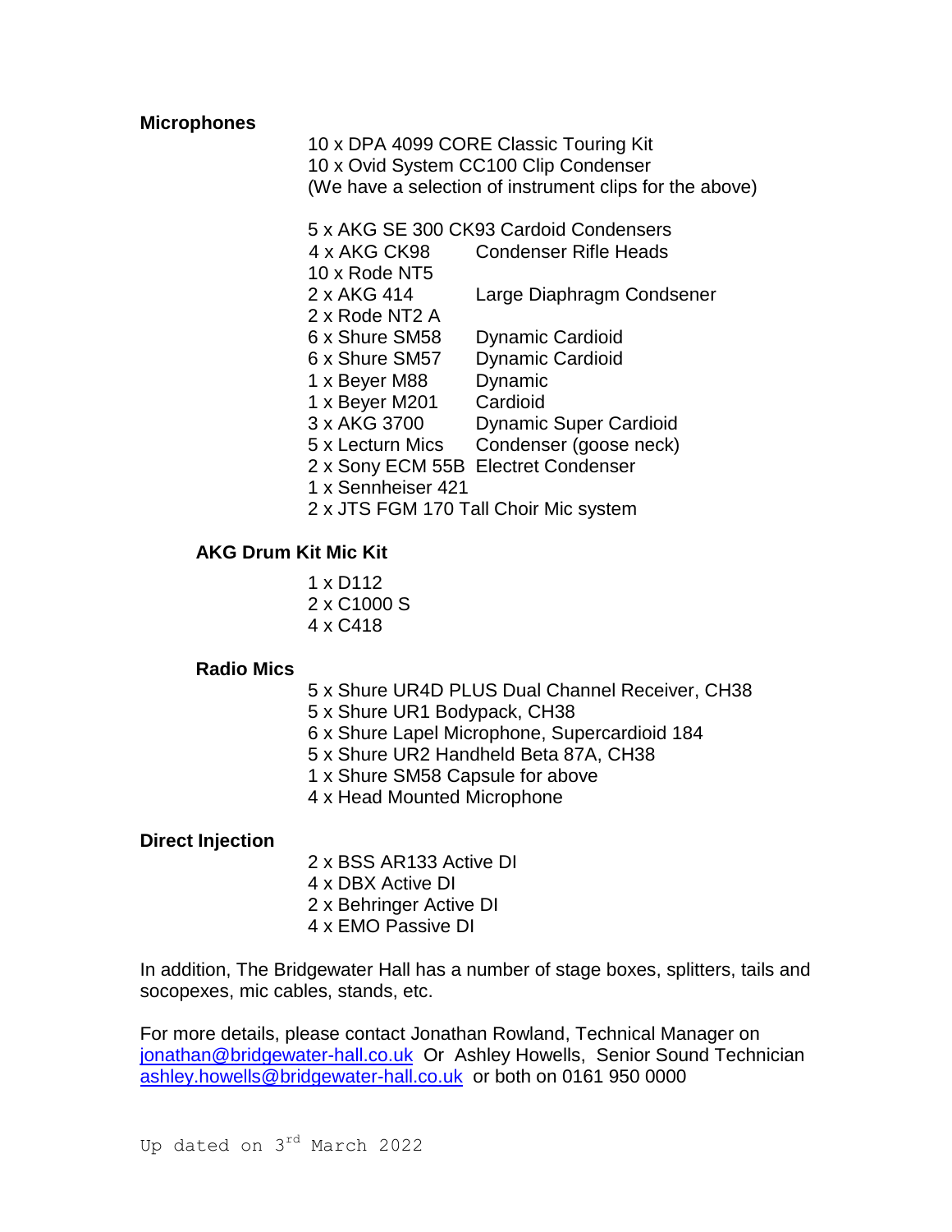**Microphones**

10 x DPA 4099 CORE Classic Touring Kit
10 x Ovid System CC100 Clip Condenser
(We have a selection of instrument clips for the above)

| | |
|---|---|
| 5 x AKG SE 300 CK93 Cardoid Condensers | |
| 4 x AKG CK98 | Condenser Rifle Heads |
| 10 x Rode NT5 | |
| 2 x AKG 414 | Large Diaphragm Condsener |
| 2 x Rode NT2 A | |
| 6 x Shure SM58 | Dynamic Cardioid |
| 6 x Shure SM57 | Dynamic Cardioid |
| 1 x Beyer M88 | Dynamic |
| 1 x Beyer M201 | Cardioid |
| 3 x AKG 3700 | Dynamic Super Cardioid |
| 5 x Lecturn Mics | Condenser (goose neck) |
| 2 x Sony ECM 55B | Electret Condenser |
| 1 x Sennheiser 421 | |
| 2 x JTS FGM 170 Tall Choir Mic system | |

**AKG Drum Kit Mic Kit**

1 x D112
2 x C1000 S
4 x C418

**Radio Mics**

5 x Shure UR4D PLUS Dual Channel Receiver, CH38
5 x Shure UR1 Bodypack, CH38
6 x Shure Lapel Microphone, Supercardioid 184
5 x Shure UR2 Handheld Beta 87A, CH38
1 x Shure SM58 Capsule for above
4 x Head Mounted Microphone

**Direct Injection**

2 x BSS AR133 Active DI
4 x DBX Active DI
2 x Behringer Active DI
4 x EMO Passive DI

In addition, The Bridgewater Hall has a number of stage boxes, splitters, tails and socopexes, mic cables, stands, etc.

For more details, please contact Jonathan Rowland, Technical Manager on jonathan@bridgewater-hall.co.uk Or Ashley Howells, Senior Sound Technician ashley.howells@bridgewater-hall.co.uk or both on 0161 950 0000

Up dated on 3rd March 2022